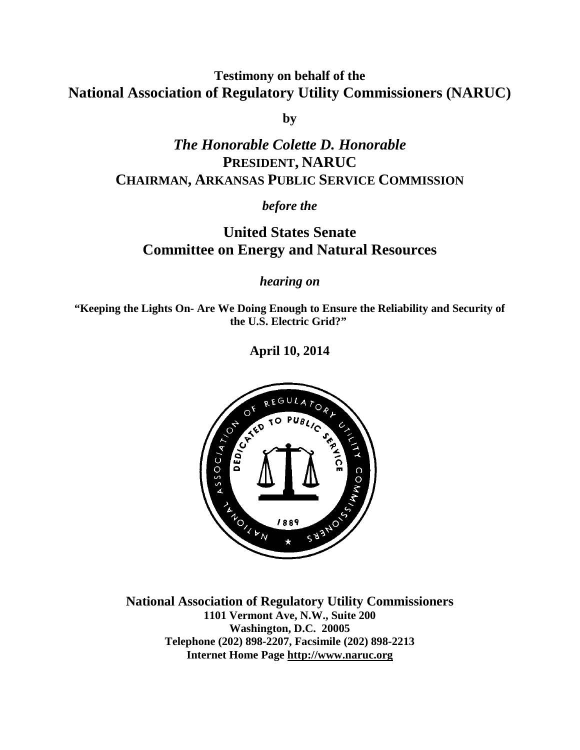**Testimony on behalf of the**

**National Association of Regulatory Utility Commissioners (NARUC)**

**by**

***The Honorable Colette D. Honorable***

**PRESIDENT, NARUC**

**CHAIRMAN, ARKANSAS PUBLIC SERVICE COMMISSION**

***before the***

**United States Senate**

**Committee on Energy and Natural Resources**

***hearing on***

**"Keeping the Lights On- Are We Doing Enough to Ensure the Reliability and Security of the U.S. Electric Grid?"**

**April 10, 2014**

**National Association of Regulatory Utility Commissioners**

**1101 Vermont Ave, N.W., Suite 200**

**Washington, D.C. 20005**

**Telephone (202) 898-2207, Facsimile (202) 898-2213**

**Internet Home Page http://www.naruc.org**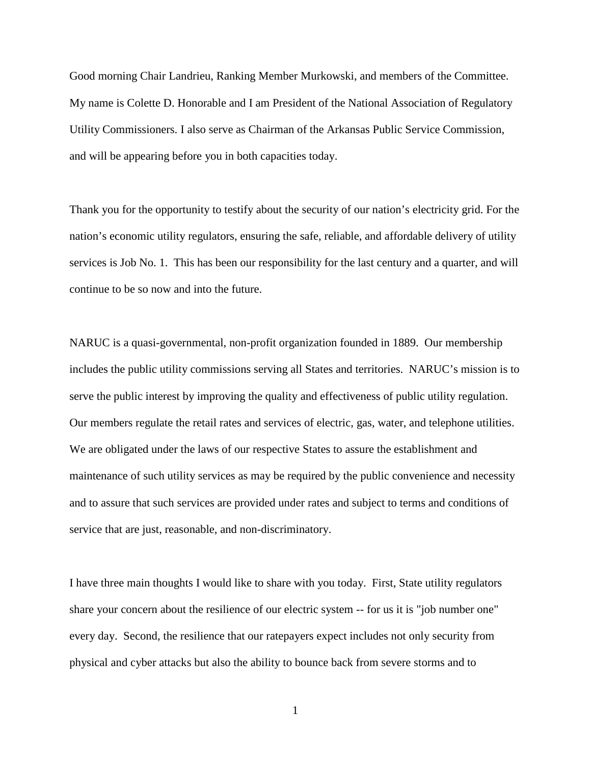Good morning Chair Landrieu, Ranking Member Murkowski, and members of the Committee. My name is Colette D. Honorable and I am President of the National Association of Regulatory Utility Commissioners. I also serve as Chairman of the Arkansas Public Service Commission, and will be appearing before you in both capacities today.

Thank you for the opportunity to testify about the security of our nation's electricity grid. For the nation's economic utility regulators, ensuring the safe, reliable, and affordable delivery of utility services is Job No. 1. This has been our responsibility for the last century and a quarter, and will continue to be so now and into the future.

NARUC is a quasi-governmental, non-profit organization founded in 1889. Our membership includes the public utility commissions serving all States and territories. NARUC's mission is to serve the public interest by improving the quality and effectiveness of public utility regulation. Our members regulate the retail rates and services of electric, gas, water, and telephone utilities. We are obligated under the laws of our respective States to assure the establishment and maintenance of such utility services as may be required by the public convenience and necessity and to assure that such services are provided under rates and subject to terms and conditions of service that are just, reasonable, and non-discriminatory.

I have three main thoughts I would like to share with you today. First, State utility regulators share your concern about the resilience of our electric system -- for us it is "job number one" every day. Second, the resilience that our ratepayers expect includes not only security from physical and cyber attacks but also the ability to bounce back from severe storms and to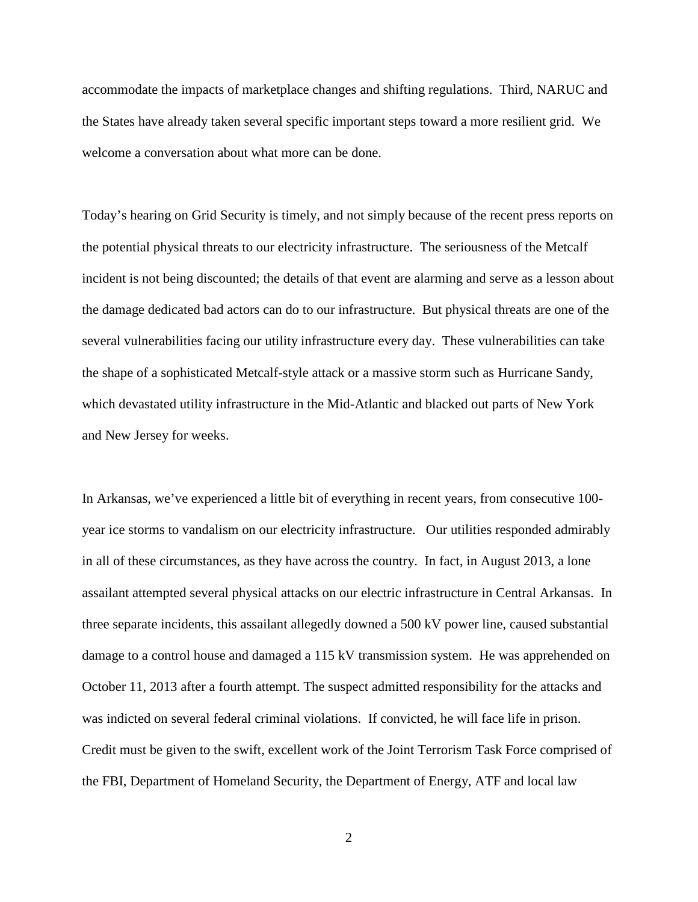accommodate the impacts of marketplace changes and shifting regulations. Third, NARUC and the States have already taken several specific important steps toward a more resilient grid. We welcome a conversation about what more can be done.

Today's hearing on Grid Security is timely, and not simply because of the recent press reports on the potential physical threats to our electricity infrastructure. The seriousness of the Metcalf incident is not being discounted; the details of that event are alarming and serve as a lesson about the damage dedicated bad actors can do to our infrastructure. But physical threats are one of the several vulnerabilities facing our utility infrastructure every day. These vulnerabilities can take the shape of a sophisticated Metcalf-style attack or a massive storm such as Hurricane Sandy, which devastated utility infrastructure in the Mid-Atlantic and blacked out parts of New York and New Jersey for weeks.

In Arkansas, we've experienced a little bit of everything in recent years, from consecutive 100-year ice storms to vandalism on our electricity infrastructure. Our utilities responded admirably in all of these circumstances, as they have across the country. In fact, in August 2013, a lone assailant attempted several physical attacks on our electric infrastructure in Central Arkansas. In three separate incidents, this assailant allegedly downed a 500 kV power line, caused substantial damage to a control house and damaged a 115 kV transmission system. He was apprehended on October 11, 2013 after a fourth attempt. The suspect admitted responsibility for the attacks and was indicted on several federal criminal violations. If convicted, he will face life in prison. Credit must be given to the swift, excellent work of the Joint Terrorism Task Force comprised of the FBI, Department of Homeland Security, the Department of Energy, ATF and local law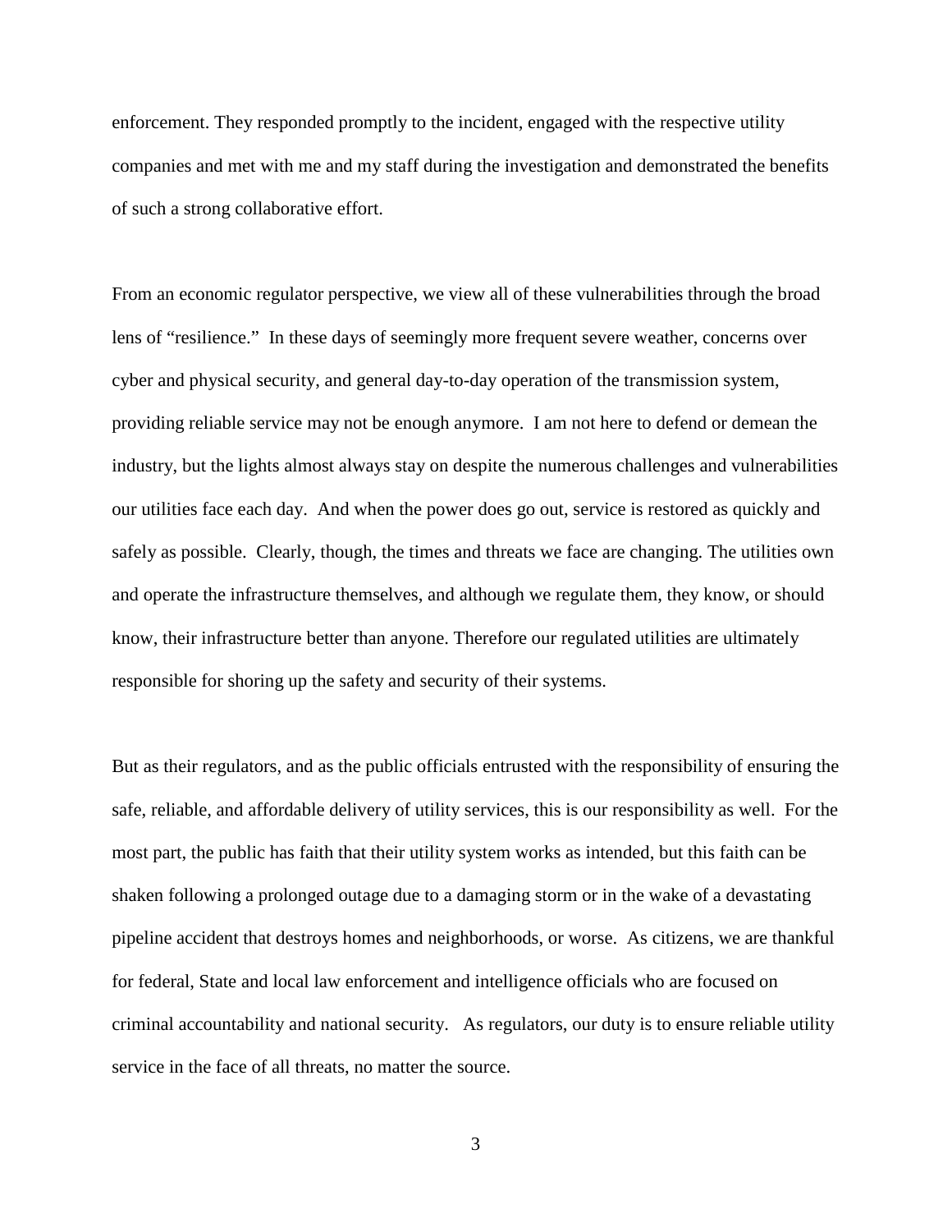enforcement. They responded promptly to the incident, engaged with the respective utility companies and met with me and my staff during the investigation and demonstrated the benefits of such a strong collaborative effort.

From an economic regulator perspective, we view all of these vulnerabilities through the broad lens of "resilience." In these days of seemingly more frequent severe weather, concerns over cyber and physical security, and general day-to-day operation of the transmission system, providing reliable service may not be enough anymore. I am not here to defend or demean the industry, but the lights almost always stay on despite the numerous challenges and vulnerabilities our utilities face each day. And when the power does go out, service is restored as quickly and safely as possible. Clearly, though, the times and threats we face are changing. The utilities own and operate the infrastructure themselves, and although we regulate them, they know, or should know, their infrastructure better than anyone. Therefore our regulated utilities are ultimately responsible for shoring up the safety and security of their systems.

But as their regulators, and as the public officials entrusted with the responsibility of ensuring the safe, reliable, and affordable delivery of utility services, this is our responsibility as well. For the most part, the public has faith that their utility system works as intended, but this faith can be shaken following a prolonged outage due to a damaging storm or in the wake of a devastating pipeline accident that destroys homes and neighborhoods, or worse. As citizens, we are thankful for federal, State and local law enforcement and intelligence officials who are focused on criminal accountability and national security. As regulators, our duty is to ensure reliable utility service in the face of all threats, no matter the source.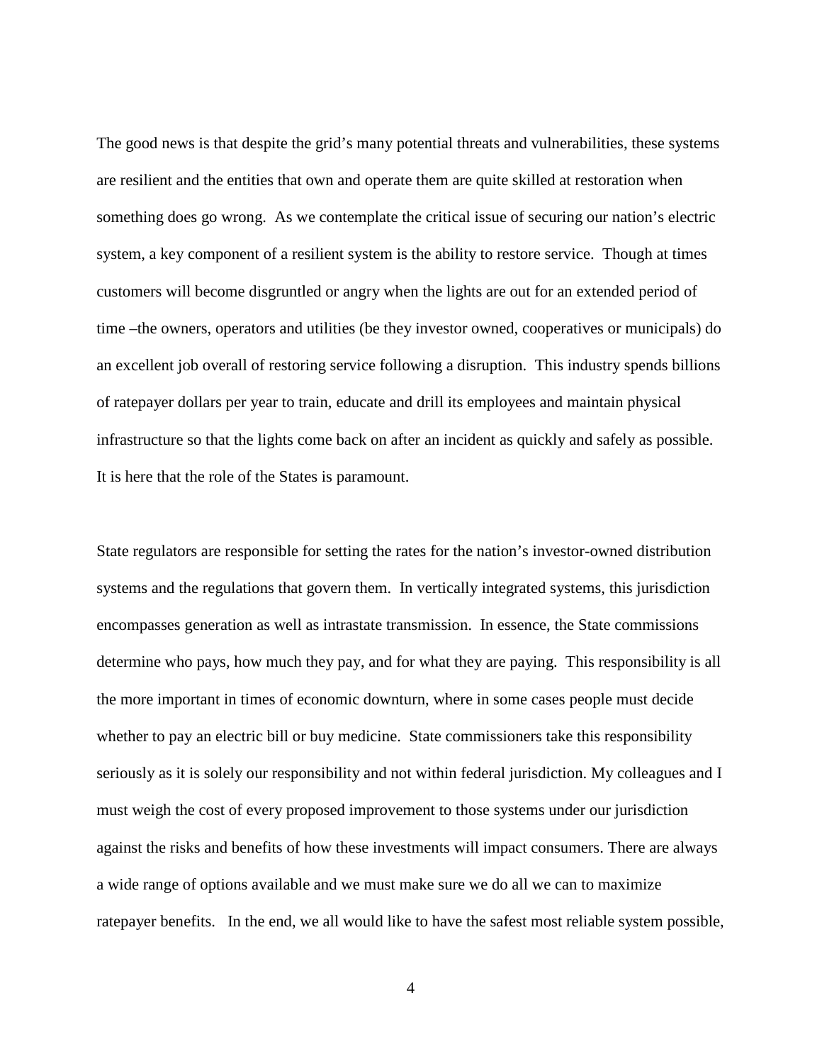The good news is that despite the grid's many potential threats and vulnerabilities, these systems are resilient and the entities that own and operate them are quite skilled at restoration when something does go wrong. As we contemplate the critical issue of securing our nation's electric system, a key component of a resilient system is the ability to restore service. Though at times customers will become disgruntled or angry when the lights are out for an extended period of time –the owners, operators and utilities (be they investor owned, cooperatives or municipals) do an excellent job overall of restoring service following a disruption. This industry spends billions of ratepayer dollars per year to train, educate and drill its employees and maintain physical infrastructure so that the lights come back on after an incident as quickly and safely as possible. It is here that the role of the States is paramount.

State regulators are responsible for setting the rates for the nation's investor-owned distribution systems and the regulations that govern them. In vertically integrated systems, this jurisdiction encompasses generation as well as intrastate transmission. In essence, the State commissions determine who pays, how much they pay, and for what they are paying. This responsibility is all the more important in times of economic downturn, where in some cases people must decide whether to pay an electric bill or buy medicine. State commissioners take this responsibility seriously as it is solely our responsibility and not within federal jurisdiction. My colleagues and I must weigh the cost of every proposed improvement to those systems under our jurisdiction against the risks and benefits of how these investments will impact consumers. There are always a wide range of options available and we must make sure we do all we can to maximize ratepayer benefits. In the end, we all would like to have the safest most reliable system possible,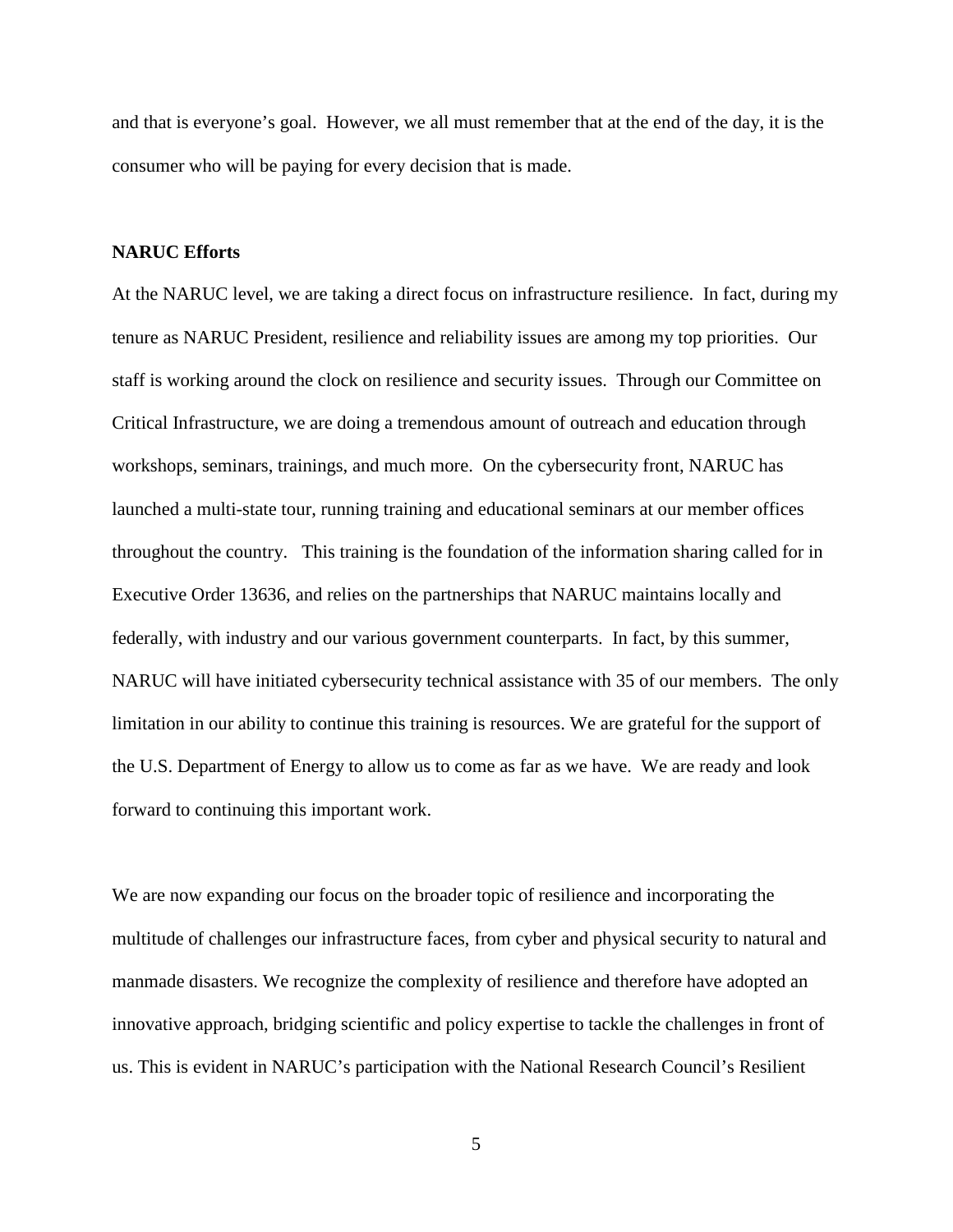and that is everyone's goal. However, we all must remember that at the end of the day, it is the consumer who will be paying for every decision that is made.

**NARUC Efforts**

At the NARUC level, we are taking a direct focus on infrastructure resilience. In fact, during my tenure as NARUC President, resilience and reliability issues are among my top priorities. Our staff is working around the clock on resilience and security issues. Through our Committee on Critical Infrastructure, we are doing a tremendous amount of outreach and education through workshops, seminars, trainings, and much more. On the cybersecurity front, NARUC has launched a multi-state tour, running training and educational seminars at our member offices throughout the country. This training is the foundation of the information sharing called for in Executive Order 13636, and relies on the partnerships that NARUC maintains locally and federally, with industry and our various government counterparts. In fact, by this summer, NARUC will have initiated cybersecurity technical assistance with 35 of our members. The only limitation in our ability to continue this training is resources. We are grateful for the support of the U.S. Department of Energy to allow us to come as far as we have. We are ready and look forward to continuing this important work.

We are now expanding our focus on the broader topic of resilience and incorporating the multitude of challenges our infrastructure faces, from cyber and physical security to natural and manmade disasters. We recognize the complexity of resilience and therefore have adopted an innovative approach, bridging scientific and policy expertise to tackle the challenges in front of us. This is evident in NARUC's participation with the National Research Council's Resilient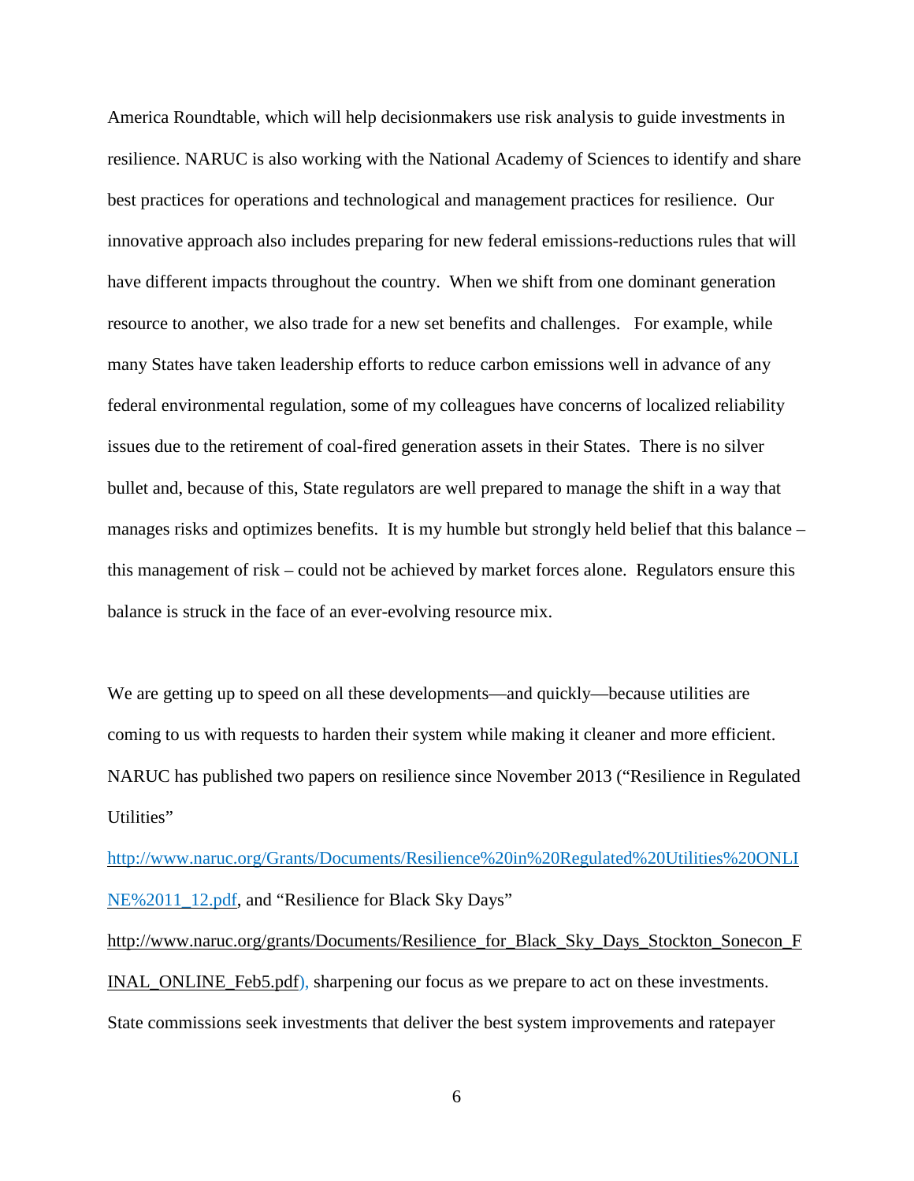America Roundtable, which will help decisionmakers use risk analysis to guide investments in resilience. NARUC is also working with the National Academy of Sciences to identify and share best practices for operations and technological and management practices for resilience. Our innovative approach also includes preparing for new federal emissions-reductions rules that will have different impacts throughout the country. When we shift from one dominant generation resource to another, we also trade for a new set benefits and challenges. For example, while many States have taken leadership efforts to reduce carbon emissions well in advance of any federal environmental regulation, some of my colleagues have concerns of localized reliability issues due to the retirement of coal-fired generation assets in their States. There is no silver bullet and, because of this, State regulators are well prepared to manage the shift in a way that manages risks and optimizes benefits. It is my humble but strongly held belief that this balance – this management of risk – could not be achieved by market forces alone. Regulators ensure this balance is struck in the face of an ever-evolving resource mix.

We are getting up to speed on all these developments—and quickly—because utilities are coming to us with requests to harden their system while making it cleaner and more efficient. NARUC has published two papers on resilience since November 2013 ("Resilience in Regulated Utilities" http://www.naruc.org/Grants/Documents/Resilience%20in%20Regulated%20Utilities%20ONLINE%2011_12.pdf, and "Resilience for Black Sky Days" http://www.naruc.org/grants/Documents/Resilience_for_Black_Sky_Days_Stockton_Sonecon_FINAL_ONLINE_Feb5.pdf), sharpening our focus as we prepare to act on these investments. State commissions seek investments that deliver the best system improvements and ratepayer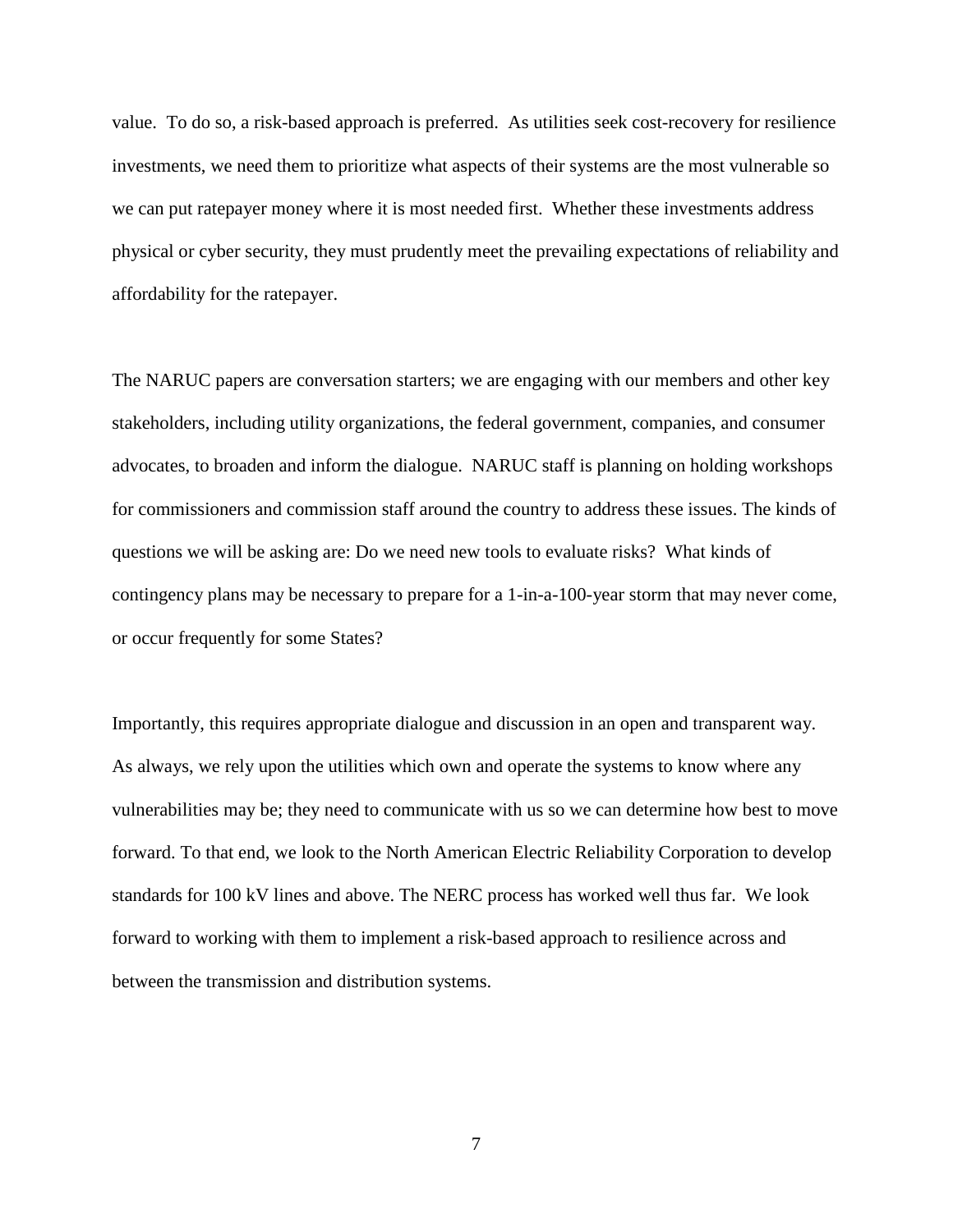value. To do so, a risk-based approach is preferred. As utilities seek cost-recovery for resilience investments, we need them to prioritize what aspects of their systems are the most vulnerable so we can put ratepayer money where it is most needed first. Whether these investments address physical or cyber security, they must prudently meet the prevailing expectations of reliability and affordability for the ratepayer.

The NARUC papers are conversation starters; we are engaging with our members and other key stakeholders, including utility organizations, the federal government, companies, and consumer advocates, to broaden and inform the dialogue. NARUC staff is planning on holding workshops for commissioners and commission staff around the country to address these issues. The kinds of questions we will be asking are: Do we need new tools to evaluate risks? What kinds of contingency plans may be necessary to prepare for a 1-in-a-100-year storm that may never come, or occur frequently for some States?

Importantly, this requires appropriate dialogue and discussion in an open and transparent way. As always, we rely upon the utilities which own and operate the systems to know where any vulnerabilities may be; they need to communicate with us so we can determine how best to move forward. To that end, we look to the North American Electric Reliability Corporation to develop standards for 100 kV lines and above. The NERC process has worked well thus far. We look forward to working with them to implement a risk-based approach to resilience across and between the transmission and distribution systems.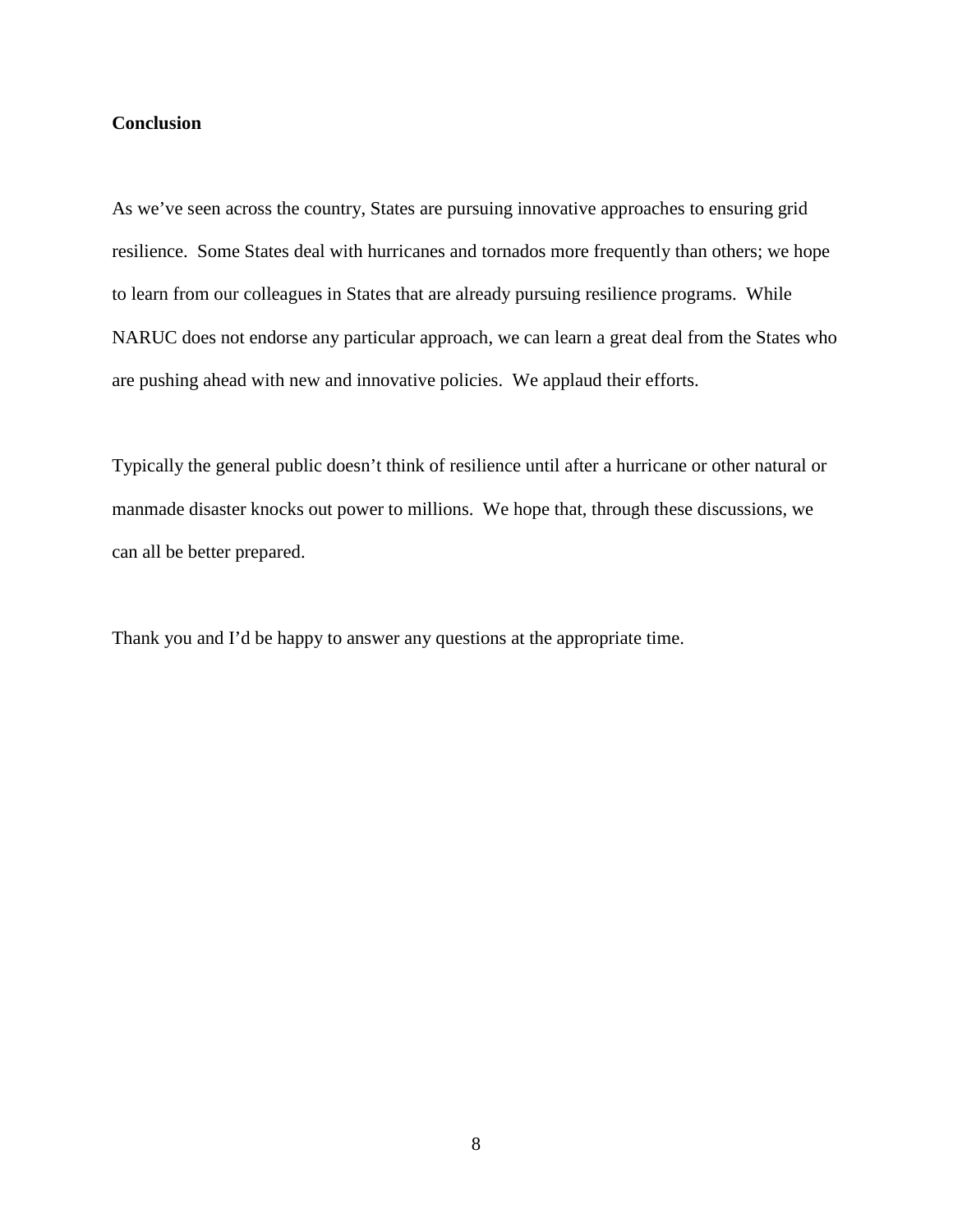**Conclusion**

As we've seen across the country, States are pursuing innovative approaches to ensuring grid resilience. Some States deal with hurricanes and tornados more frequently than others; we hope to learn from our colleagues in States that are already pursuing resilience programs. While NARUC does not endorse any particular approach, we can learn a great deal from the States who are pushing ahead with new and innovative policies. We applaud their efforts.

Typically the general public doesn't think of resilience until after a hurricane or other natural or manmade disaster knocks out power to millions. We hope that, through these discussions, we can all be better prepared.

Thank you and I'd be happy to answer any questions at the appropriate time.